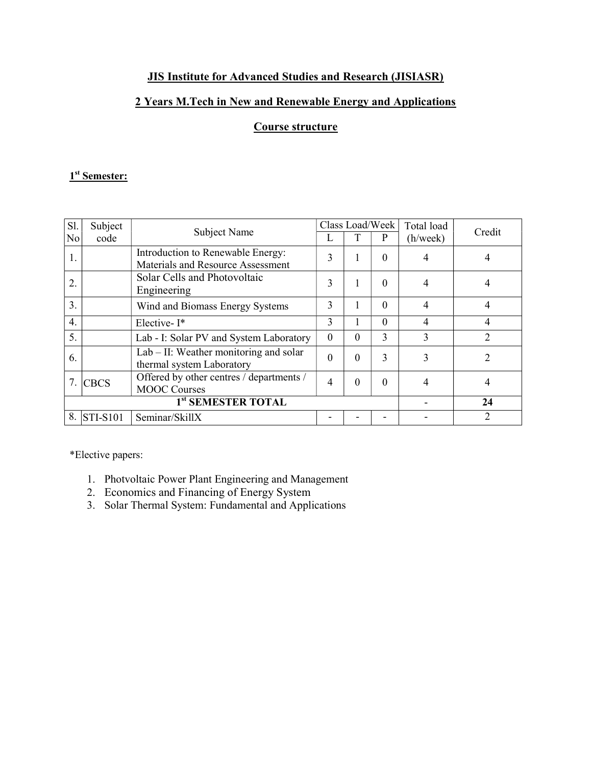# JIS Institute for Advanced Studies and Research (JISIASR)

## 2 Years M.Tech in New and Renewable Energy and Applications

## Course structure

### 1st Semester:

| Sl. No | Subject code | Subject Name | Class Load/Week | | | Total load (h/week) | Credit |
|---|---|---|---|---|---|---|---|
| | | | L | T | P | | |
| 1. | | Introduction to Renewable Energy: Materials and Resource Assessment | 3 | 1 | 0 | 4 | 4 |
| 2. | | Solar Cells and Photovoltaic Engineering | 3 | 1 | 0 | 4 | 4 |
| 3. | | Wind and Biomass Energy Systems | 3 | 1 | 0 | 4 | 4 |
| 4. | | Elective- I* | 3 | 1 | 0 | 4 | 4 |
| 5. | | Lab - I: Solar PV and System Laboratory | 0 | 0 | 3 | 3 | 2 |
| 6. | | Lab – II: Weather monitoring and solar thermal system Laboratory | 0 | 0 | 3 | 3 | 2 |
| 7. | CBCS | Offered by other centres / departments / MOOC Courses | 4 | 0 | 0 | 4 | 4 |
| **1st SEMESTER TOTAL** | | | | | | - | **24** |
| 8. | STI-S101 | Seminar/SkillX | - | - | - | - | 2 |

*Elective papers:

1. Photvoltaic Power Plant Engineering and Management
2. Economics and Financing of Energy System
3. Solar Thermal System: Fundamental and Applications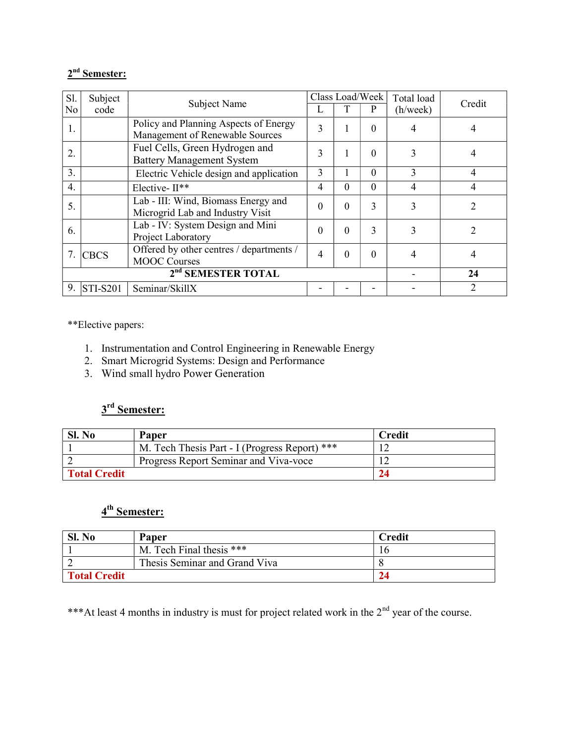## 2nd Semester:

| Sl. No | Subject code | Subject Name | Class Load/Week | | | Total load (h/week) | Credit |
|---|---|---|---|---|---|---|---|
| | | | L | T | P | | |
| 1. | | Policy and Planning Aspects of Energy Management of Renewable Sources | 3 | 1 | 0 | 4 | 4 |
| 2. | | Fuel Cells, Green Hydrogen and Battery Management System | 3 | 1 | 0 | 3 | 4 |
| 3. | | Electric Vehicle design and application | 3 | 1 | 0 | 3 | 4 |
| 4. | | Elective- II** | 4 | 0 | 0 | 4 | 4 |
| 5. | | Lab - III: Wind, Biomass Energy and Microgrid Lab and Industry Visit | 0 | 0 | 3 | 3 | 2 |
| 6. | | Lab - IV: System Design and Mini Project Laboratory | 0 | 0 | 3 | 3 | 2 |
| 7. | CBCS | Offered by other centres / departments / MOOC Courses | 4 | 0 | 0 | 4 | 4 |
| **2nd SEMESTER TOTAL** | | | | | | - | **24** |
| 9. | STI-S201 | Seminar/SkillX | - | - | - | - | 2 |

**Elective papers:

1. Instrumentation and Control Engineering in Renewable Energy
2. Smart Microgrid Systems: Design and Performance
3. Wind small hydro Power Generation

## 3rd Semester:

| Sl. No | Paper | Credit |
|---|---|---|
| 1 | M. Tech Thesis Part - I (Progress Report) *** | 12 |
| 2 | Progress Report Seminar and Viva-voce | 12 |
| **Total Credit** | | **24** |

## 4th Semester:

| Sl. No | Paper | Credit |
|---|---|---|
| 1 | M. Tech Final thesis *** | 16 |
| 2 | Thesis Seminar and Grand Viva | 8 |
| **Total Credit** | | **24** |

***At least 4 months in industry is must for project related work in the 2nd year of the course.